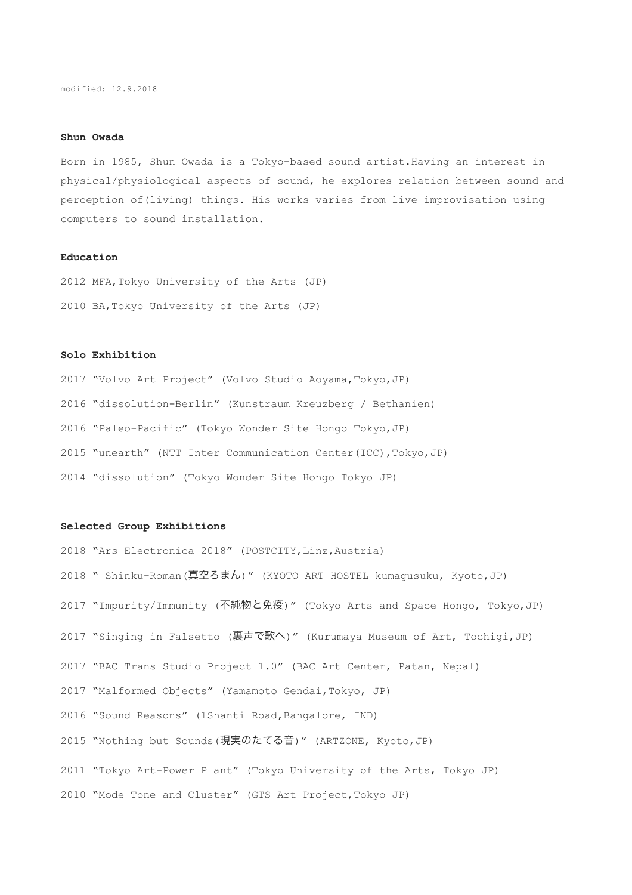modified: 12.9.2018

**Shun Owada**

Born in 1985, Shun Owada is a Tokyo-based sound artist.Having an interest in physical/physiological aspects of sound, he explores relation between sound and perception of(living) things. His works varies from live improvisation using computers to sound installation.

**Education**

2012 MFA,Tokyo University of the Arts (JP)

2010 BA,Tokyo University of the Arts (JP)

**Solo Exhibition**

2017 “Volvo Art Project” (Volvo Studio Aoyama,Tokyo,JP)

2016 “dissolution-Berlin” (Kunstraum Kreuzberg / Bethanien)

2016 “Paleo-Pacific” (Tokyo Wonder Site Hongo Tokyo,JP)

2015 “unearth” (NTT Inter Communication Center(ICC),Tokyo,JP)

2014 “dissolution” (Tokyo Wonder Site Hongo Tokyo JP)

**Selected Group Exhibitions**

2018 “Ars Electronica 2018” (POSTCITY,Linz,Austria)

2018 “ Shinku-Roman(真空ろまん)” (KYOTO ART HOSTEL kumagusuku, Kyoto,JP)

2017 “Impurity/Immunity (不純物と免疫)” (Tokyo Arts and Space Hongo, Tokyo,JP)

2017 “Singing in Falsetto (裏声で歌へ)” (Kurumaya Museum of Art, Tochigi,JP)

2017 “BAC Trans Studio Project 1.0” (BAC Art Center, Patan, Nepal)

2017 “Malformed Objects” (Yamamoto Gendai,Tokyo, JP)

2016 “Sound Reasons” (1Shanti Road,Bangalore, IND)

2015 “Nothing but Sounds(現実のたてる音)” (ARTZONE, Kyoto,JP)

2011 “Tokyo Art-Power Plant” (Tokyo University of the Arts, Tokyo JP)

2010 “Mode Tone and Cluster” (GTS Art Project,Tokyo JP)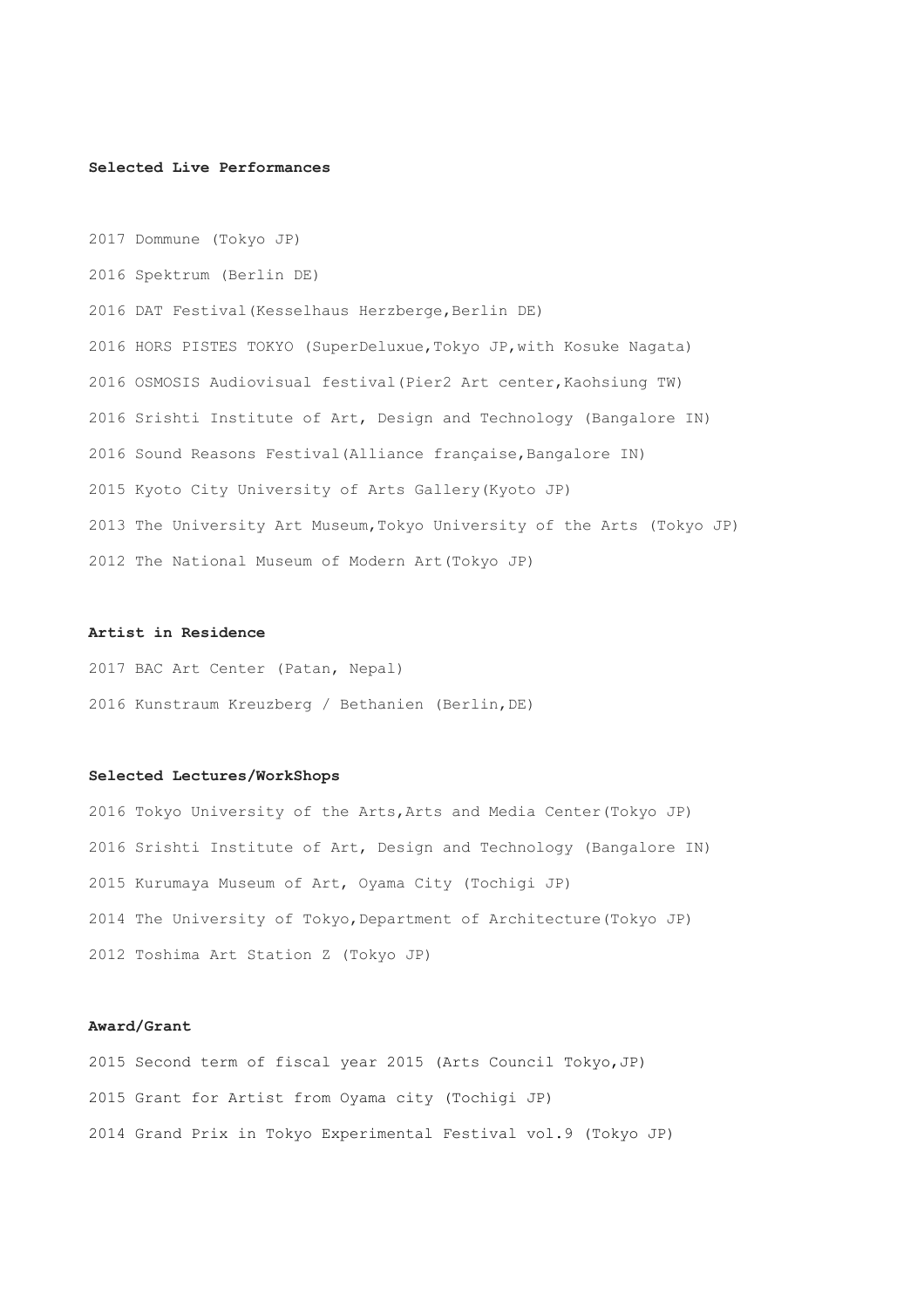**Selected Live Performances**

2017 Dommune (Tokyo JP)

2016 Spektrum (Berlin DE)

2016 DAT Festival(Kesselhaus Herzberge,Berlin DE)

2016 HORS PISTES TOKYO (SuperDeluxue,Tokyo JP,with Kosuke Nagata)

2016 OSMOSIS Audiovisual festival(Pier2 Art center,Kaohsiung TW)

2016 Srishti Institute of Art, Design and Technology (Bangalore IN)

2016 Sound Reasons Festival(Alliance française,Bangalore IN)

2015 Kyoto City University of Arts Gallery(Kyoto JP)

2013 The University Art Museum,Tokyo University of the Arts (Tokyo JP)

2012 The National Museum of Modern Art(Tokyo JP)

**Artist in Residence**

2017 BAC Art Center (Patan, Nepal)

2016 Kunstraum Kreuzberg / Bethanien (Berlin,DE)

**Selected Lectures/WorkShops**

2016 Tokyo University of the Arts,Arts and Media Center(Tokyo JP)

2016 Srishti Institute of Art, Design and Technology (Bangalore IN)

2015 Kurumaya Museum of Art, Oyama City (Tochigi JP)

2014 The University of Tokyo,Department of Architecture(Tokyo JP)

2012 Toshima Art Station Z (Tokyo JP)

**Award/Grant**

2015 Second term of fiscal year 2015 (Arts Council Tokyo,JP)

2015 Grant for Artist from Oyama city (Tochigi JP)

2014 Grand Prix in Tokyo Experimental Festival vol.9 (Tokyo JP)